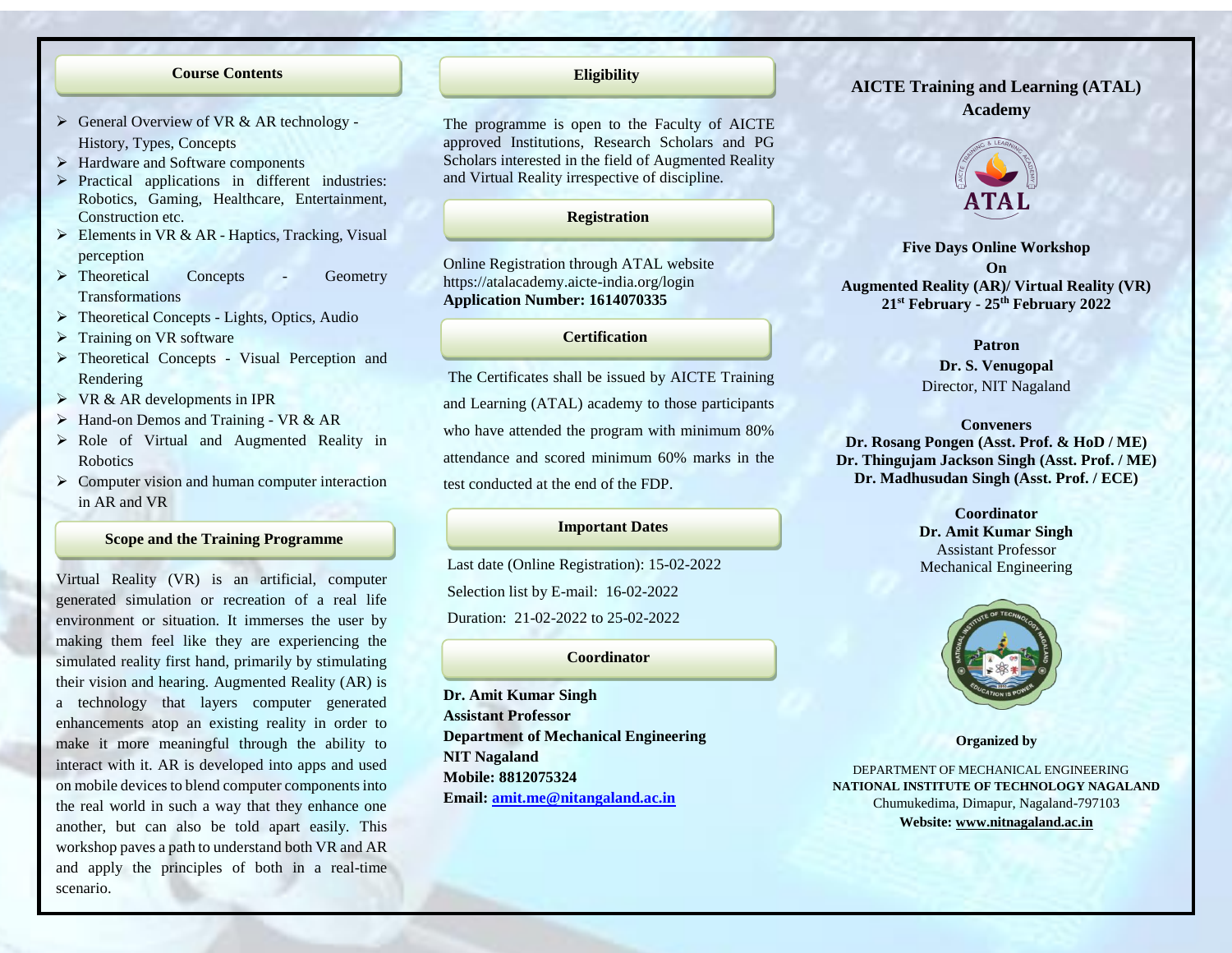## Course Contents

- General Overview of VR & AR technology - History, Types, Concepts
- Hardware and Software components
- Practical applications in different industries: Robotics, Gaming, Healthcare, Entertainment, Construction etc.
- Elements in VR & AR - Haptics, Tracking, Visual perception
- Theoretical Concepts - Geometry Transformations
- Theoretical Concepts - Lights, Optics, Audio
- Training on VR software
- Theoretical Concepts - Visual Perception and Rendering
- VR & AR developments in IPR
- Hand-on Demos and Training - VR & AR
- Role of Virtual and Augmented Reality in Robotics
- Computer vision and human computer interaction in AR and VR

## Scope and the Training Programme

Virtual Reality (VR) is an artificial, computer generated simulation or recreation of a real life environment or situation. It immerses the user by making them feel like they are experiencing the simulated reality first hand, primarily by stimulating their vision and hearing. Augmented Reality (AR) is a technology that layers computer generated enhancements atop an existing reality in order to make it more meaningful through the ability to interact with it. AR is developed into apps and used on mobile devices to blend computer components into the real world in such a way that they enhance one another, but can also be told apart easily. This workshop paves a path to understand both VR and AR and apply the principles of both in a real-time scenario.

## Eligibility

The programme is open to the Faculty of AICTE approved Institutions, Research Scholars and PG Scholars interested in the field of Augmented Reality and Virtual Reality irrespective of discipline.

## Registration

Online Registration through ATAL website
https://atalacademy.aicte-india.org/login
**Application Number: 1614070335**

## Certification

The Certificates shall be issued by AICTE Training and Learning (ATAL) academy to those participants who have attended the program with minimum 80% attendance and scored minimum 60% marks in the test conducted at the end of the FDP.

## Important Dates

Last date (Online Registration): 15-02-2022

Selection list by E-mail: 16-02-2022

Duration: 21-02-2022 to 25-02-2022

## Coordinator

**Dr. Amit Kumar Singh**
**Assistant Professor**
**Department of Mechanical Engineering**
**NIT Nagaland**
**Mobile: 8812075324**
**Email: amit.me@nitangaland.ac.in**

## AICTE Training and Learning (ATAL) Academy

**Five Days Online Workshop**
**On**
**Augmented Reality (AR)/ Virtual Reality (VR)**
**21st February - 25th February 2022**

**Patron**
**Dr. S. Venugopal**
Director, NIT Nagaland

**Conveners**
**Dr. Rosang Pongen (Asst. Prof. & HoD / ME)**
**Dr. Thingujam Jackson Singh (Asst. Prof. / ME)**
**Dr. Madhusudan Singh (Asst. Prof. / ECE)**

**Coordinator**
**Dr. Amit Kumar Singh**
Assistant Professor
Mechanical Engineering

**Organized by**

DEPARTMENT OF MECHANICAL ENGINEERING
**NATIONAL INSTITUTE OF TECHNOLOGY NAGALAND**
Chumukedima, Dimapur, Nagaland-797103
**Website: www.nitnagaland.ac.in**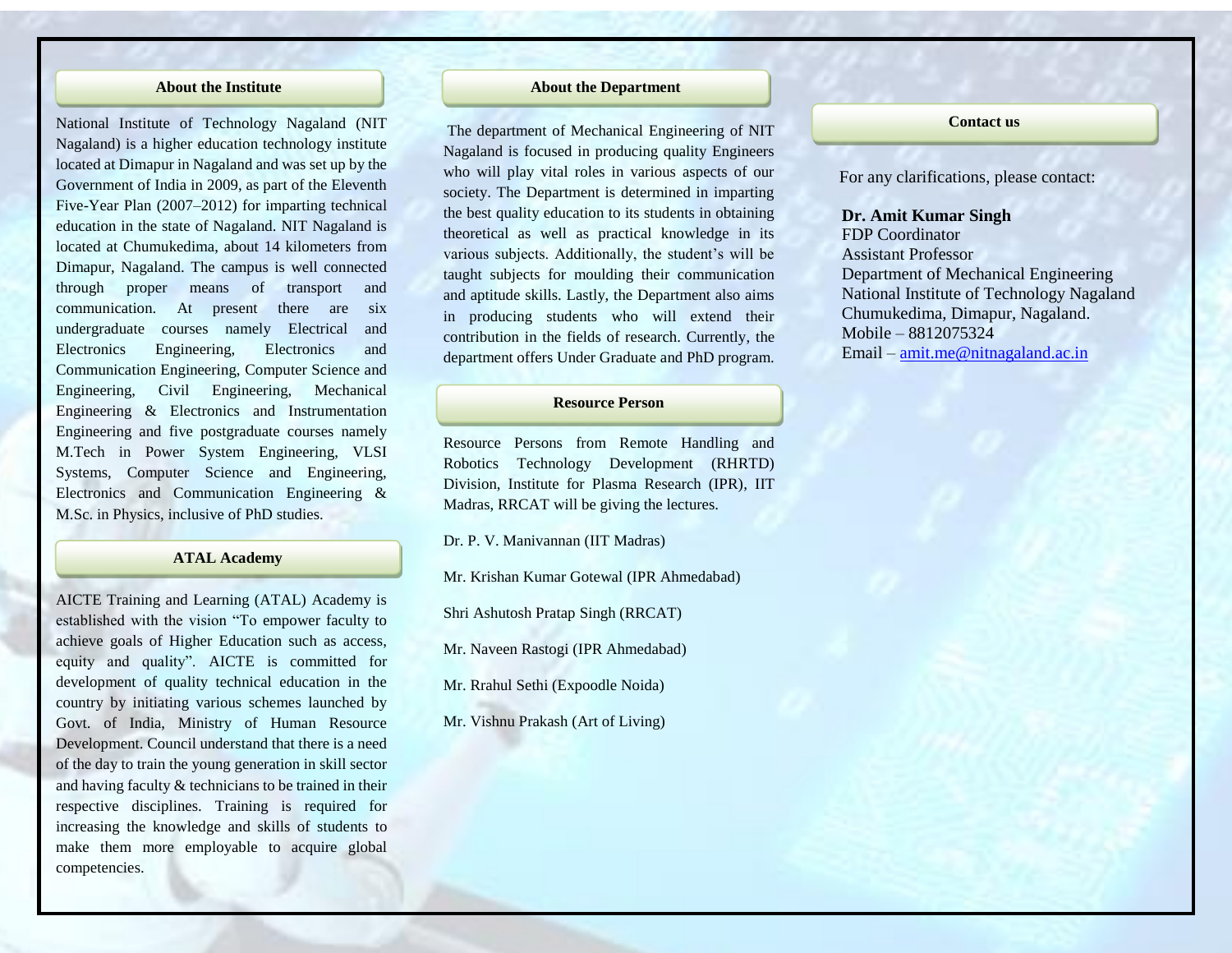## About the Institute

National Institute of Technology Nagaland (NIT Nagaland) is a higher education technology institute located at Dimapur in Nagaland and was set up by the Government of India in 2009, as part of the Eleventh Five-Year Plan (2007–2012) for imparting technical education in the state of Nagaland. NIT Nagaland is located at Chumukedima, about 14 kilometers from Dimapur, Nagaland. The campus is well connected through proper means of transport and communication. At present there are six undergraduate courses namely Electrical and Electronics Engineering, Electronics and Communication Engineering, Computer Science and Engineering, Civil Engineering, Mechanical Engineering & Electronics and Instrumentation Engineering and five postgraduate courses namely M.Tech in Power System Engineering, VLSI Systems, Computer Science and Engineering, Electronics and Communication Engineering & M.Sc. in Physics, inclusive of PhD studies.

## ATAL Academy

AICTE Training and Learning (ATAL) Academy is established with the vision "To empower faculty to achieve goals of Higher Education such as access, equity and quality". AICTE is committed for development of quality technical education in the country by initiating various schemes launched by Govt. of India, Ministry of Human Resource Development. Council understand that there is a need of the day to train the young generation in skill sector and having faculty & technicians to be trained in their respective disciplines. Training is required for increasing the knowledge and skills of students to make them more employable to acquire global competencies.

## About the Department

The department of Mechanical Engineering of NIT Nagaland is focused in producing quality Engineers who will play vital roles in various aspects of our society. The Department is determined in imparting the best quality education to its students in obtaining theoretical as well as practical knowledge in its various subjects. Additionally, the student's will be taught subjects for moulding their communication and aptitude skills. Lastly, the Department also aims in producing students who will extend their contribution in the fields of research. Currently, the department offers Under Graduate and PhD program.

## Resource Person

Resource Persons from Remote Handling and Robotics Technology Development (RHRTD) Division, Institute for Plasma Research (IPR), IIT Madras, RRCAT will be giving the lectures.

Dr. P. V. Manivannan (IIT Madras)

Mr. Krishan Kumar Gotewal (IPR Ahmedabad)

Shri Ashutosh Pratap Singh (RRCAT)

Mr. Naveen Rastogi (IPR Ahmedabad)

Mr. Rrahul Sethi (Expoodle Noida)

Mr. Vishnu Prakash (Art of Living)

## Contact us

For any clarifications, please contact:

**Dr. Amit Kumar Singh**
FDP Coordinator
Assistant Professor
Department of Mechanical Engineering
National Institute of Technology Nagaland
Chumukedima, Dimapur, Nagaland.
Mobile – 8812075324
Email – amit.me@nitnagaland.ac.in